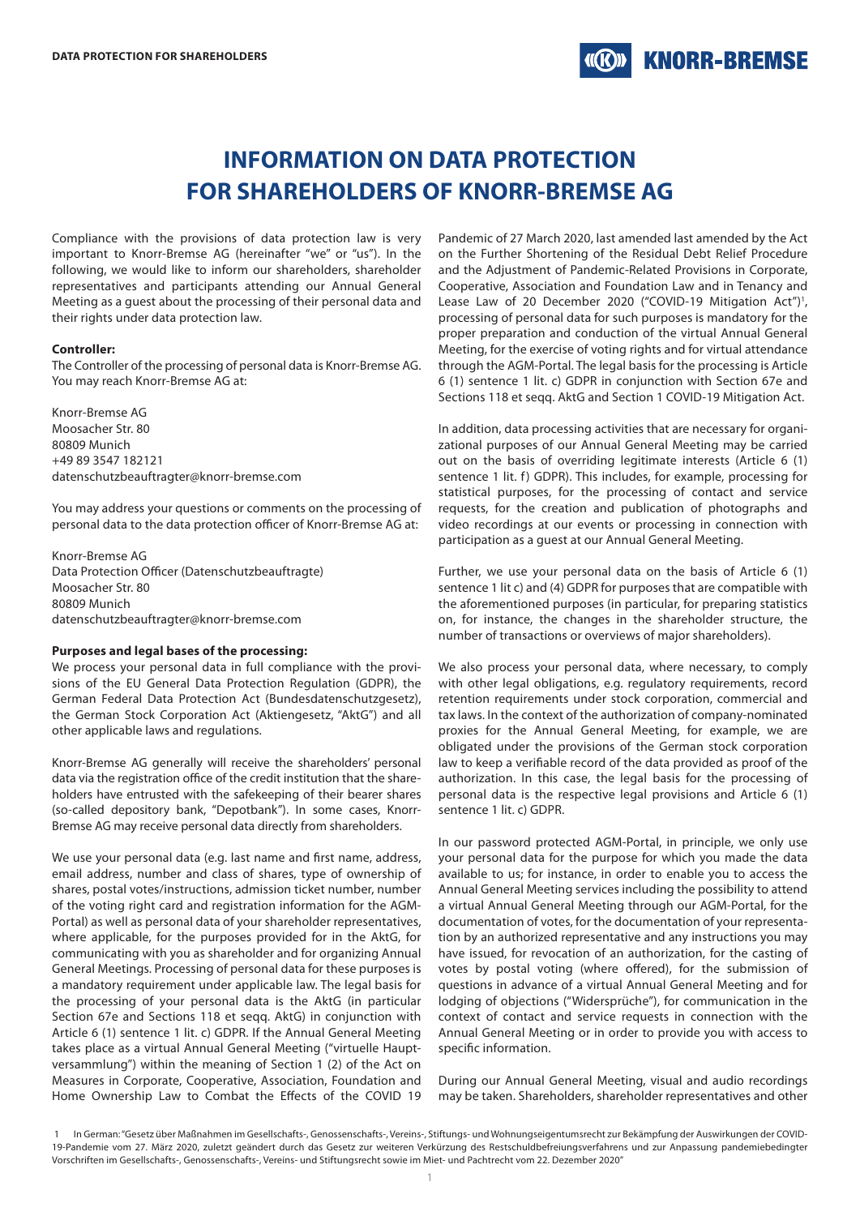# INFORMATION ON DATA PROTECTION FOR SHAREHOLDERS OF KNORR-BREMSE AG

Compliance with the provisions of data protection law is very important to Knorr-Bremse AG (hereinafter "we" or "us"). In the following, we would like to inform our shareholders, shareholder representatives and participants attending our Annual General Meeting as a guest about the processing of their personal data and their rights under data protection law.

**Controller:**
The Controller of the processing of personal data is Knorr-Bremse AG. You may reach Knorr-Bremse AG at:

Knorr-Bremse AG
Moosacher Str. 80
80809 Munich
+49 89 3547 182121
datenschutzbeauftragter@knorr-bremse.com

You may address your questions or comments on the processing of personal data to the data protection officer of Knorr-Bremse AG at:

Knorr-Bremse AG
Data Protection Officer (Datenschutzbeauftragte)
Moosacher Str. 80
80809 Munich
datenschutzbeauftragter@knorr-bremse.com

**Purposes and legal bases of the processing:**
We process your personal data in full compliance with the provisions of the EU General Data Protection Regulation (GDPR), the German Federal Data Protection Act (Bundesdatenschutzgesetz), the German Stock Corporation Act (Aktiengesetz, "AktG") and all other applicable laws and regulations.

Knorr-Bremse AG generally will receive the shareholders' personal data via the registration office of the credit institution that the shareholders have entrusted with the safekeeping of their bearer shares (so-called depository bank, "Depotbank"). In some cases, Knorr-Bremse AG may receive personal data directly from shareholders.

We use your personal data (e.g. last name and first name, address, email address, number and class of shares, type of ownership of shares, postal votes/instructions, admission ticket number, number of the voting right card and registration information for the AGM-Portal) as well as personal data of your shareholder representatives, where applicable, for the purposes provided for in the AktG, for communicating with you as shareholder and for organizing Annual General Meetings. Processing of personal data for these purposes is a mandatory requirement under applicable law. The legal basis for the processing of your personal data is the AktG (in particular Section 67e and Sections 118 et seqq. AktG) in conjunction with Article 6 (1) sentence 1 lit. c) GDPR. If the Annual General Meeting takes place as a virtual Annual General Meeting ("virtuelle Hauptversammlung") within the meaning of Section 1 (2) of the Act on Measures in Corporate, Cooperative, Association, Foundation and Home Ownership Law to Combat the Effects of the COVID 19 Pandemic of 27 March 2020, last amended last amended by the Act on the Further Shortening of the Residual Debt Relief Procedure and the Adjustment of Pandemic-Related Provisions in Corporate, Cooperative, Association and Foundation Law and in Tenancy and Lease Law of 20 December 2020 ("COVID-19 Mitigation Act")[1], processing of personal data for such purposes is mandatory for the proper preparation and conduction of the virtual Annual General Meeting, for the exercise of voting rights and for virtual attendance through the AGM-Portal. The legal basis for the processing is Article 6 (1) sentence 1 lit. c) GDPR in conjunction with Section 67e and Sections 118 et seqq. AktG and Section 1 COVID-19 Mitigation Act.

In addition, data processing activities that are necessary for organizational purposes of our Annual General Meeting may be carried out on the basis of overriding legitimate interests (Article 6 (1) sentence 1 lit. f) GDPR). This includes, for example, processing for statistical purposes, for the processing of contact and service requests, for the creation and publication of photographs and video recordings at our events or processing in connection with participation as a guest at our Annual General Meeting.

Further, we use your personal data on the basis of Article 6 (1) sentence 1 lit c) and (4) GDPR for purposes that are compatible with the aforementioned purposes (in particular, for preparing statistics on, for instance, the changes in the shareholder structure, the number of transactions or overviews of major shareholders).

We also process your personal data, where necessary, to comply with other legal obligations, e.g. regulatory requirements, record retention requirements under stock corporation, commercial and tax laws. In the context of the authorization of company-nominated proxies for the Annual General Meeting, for example, we are obligated under the provisions of the German stock corporation law to keep a verifiable record of the data provided as proof of the authorization. In this case, the legal basis for the processing of personal data is the respective legal provisions and Article 6 (1) sentence 1 lit. c) GDPR.

In our password protected AGM-Portal, in principle, we only use your personal data for the purpose for which you made the data available to us; for instance, in order to enable you to access the Annual General Meeting services including the possibility to attend a virtual Annual General Meeting through our AGM-Portal, for the documentation of votes, for the documentation of your representation by an authorized representative and any instructions you may have issued, for revocation of an authorization, for the casting of votes by postal voting (where offered), for the submission of questions in advance of a virtual Annual General Meeting and for lodging of objections ("Widersprüche"), for communication in the context of contact and service requests in connection with the Annual General Meeting or in order to provide you with access to specific information.

During our Annual General Meeting, visual and audio recordings may be taken. Shareholders, shareholder representatives and other

[1] In German: "Gesetz über Maßnahmen im Gesellschafts-, Genossenschafts-, Vereins-, Stiftungs- und Wohnungseigentumsrecht zur Bekämpfung der Auswirkungen der COVID-19-Pandemie vom 27. März 2020, zuletzt geändert durch das Gesetz zur weiteren Verkürzung des Restschuldbefreiungsverfahrens und zur Anpassung pandemiebedingter Vorschriften im Gesellschafts-, Genossenschafts-, Vereins- und Stiftungsrecht sowie im Miet- und Pachtrecht vom 22. Dezember 2020"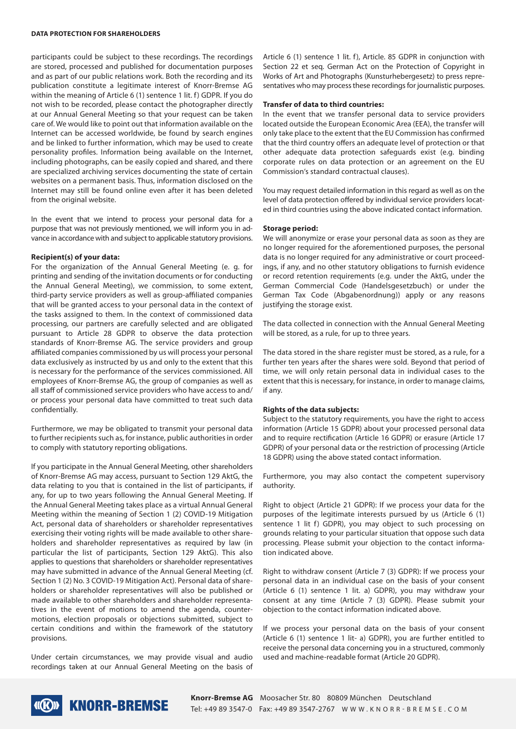participants could be subject to these recordings. The recordings are stored, processed and published for documentation purposes and as part of our public relations work. Both the recording and its publication constitute a legitimate interest of Knorr-Bremse AG within the meaning of Article 6 (1) sentence 1 lit. f) GDPR. If you do not wish to be recorded, please contact the photographer directly at our Annual General Meeting so that your request can be taken care of. We would like to point out that information available on the Internet can be accessed worldwide, be found by search engines and be linked to further information, which may be used to create personality profiles. Information being available on the Internet, including photographs, can be easily copied and shared, and there are specialized archiving services documenting the state of certain websites on a permanent basis. Thus, information disclosed on the Internet may still be found online even after it has been deleted from the original website.

In the event that we intend to process your personal data for a purpose that was not previously mentioned, we will inform you in advance in accordance with and subject to applicable statutory provisions.

**Recipient(s) of your data:**
For the organization of the Annual General Meeting (e. g. for printing and sending of the invitation documents or for conducting the Annual General Meeting), we commission, to some extent, third-party service providers as well as group-affiliated companies that will be granted access to your personal data in the context of the tasks assigned to them. In the context of commissioned data processing, our partners are carefully selected and are obligated pursuant to Article 28 GDPR to observe the data protection standards of Knorr-Bremse AG. The service providers and group affiliated companies commissioned by us will process your personal data exclusively as instructed by us and only to the extent that this is necessary for the performance of the services commissioned. All employees of Knorr-Bremse AG, the group of companies as well as all staff of commissioned service providers who have access to and/or process your personal data have committed to treat such data confidentially.

Furthermore, we may be obligated to transmit your personal data to further recipients such as, for instance, public authorities in order to comply with statutory reporting obligations.

If you participate in the Annual General Meeting, other shareholders of Knorr-Bremse AG may access, pursuant to Section 129 AktG, the data relating to you that is contained in the list of participants, if any, for up to two years following the Annual General Meeting. If the Annual General Meeting takes place as a virtual Annual General Meeting within the meaning of Section 1 (2) COVID-19 Mitigation Act, personal data of shareholders or shareholder representatives exercising their voting rights will be made available to other shareholders and shareholder representatives as required by law (in particular the list of participants, Section 129 AktG). This also applies to questions that shareholders or shareholder representatives may have submitted in advance of the Annual General Meeting (cf. Section 1 (2) No. 3 COVID-19 Mitigation Act). Personal data of shareholders or shareholder representatives will also be published or made available to other shareholders and shareholder representatives in the event of motions to amend the agenda, countermotions, election proposals or objections submitted, subject to certain conditions and within the framework of the statutory provisions.

Under certain circumstances, we may provide visual and audio recordings taken at our Annual General Meeting on the basis of Article 6 (1) sentence 1 lit. f), Article. 85 GDPR in conjunction with Section 22 et seq. German Act on the Protection of Copyright in Works of Art and Photographs (Kunsturhebergesetz) to press representatives who may process these recordings for journalistic purposes.

**Transfer of data to third countries:**
In the event that we transfer personal data to service providers located outside the European Economic Area (EEA), the transfer will only take place to the extent that the EU Commission has confirmed that the third country offers an adequate level of protection or that other adequate data protection safeguards exist (e.g. binding corporate rules on data protection or an agreement on the EU Commission's standard contractual clauses).

You may request detailed information in this regard as well as on the level of data protection offered by individual service providers located in third countries using the above indicated contact information.

**Storage period:**
We will anonymize or erase your personal data as soon as they are no longer required for the aforementioned purposes, the personal data is no longer required for any administrative or court proceedings, if any, and no other statutory obligations to furnish evidence or record retention requirements (e.g. under the AktG, under the German Commercial Code (Handelsgesetzbuch) or under the German Tax Code (Abgabenordnung)) apply or any reasons justifying the storage exist.

The data collected in connection with the Annual General Meeting will be stored, as a rule, for up to three years.

The data stored in the share register must be stored, as a rule, for a further ten years after the shares were sold. Beyond that period of time, we will only retain personal data in individual cases to the extent that this is necessary, for instance, in order to manage claims, if any.

**Rights of the data subjects:**
Subject to the statutory requirements, you have the right to access information (Article 15 GDPR) about your processed personal data and to require rectification (Article 16 GDPR) or erasure (Article 17 GDPR) of your personal data or the restriction of processing (Article 18 GDPR) using the above stated contact information.

Furthermore, you may also contact the competent supervisory authority.

Right to object (Article 21 GDPR): If we process your data for the purposes of the legitimate interests pursued by us (Article 6 (1) sentence 1 lit f) GDPR), you may object to such processing on grounds relating to your particular situation that oppose such data processing. Please submit your objection to the contact information indicated above.

Right to withdraw consent (Article 7 (3) GDPR): If we process your personal data in an individual case on the basis of your consent (Article 6 (1) sentence 1 lit. a) GDPR), you may withdraw your consent at any time (Article 7 (3) GDPR). Please submit your objection to the contact information indicated above.

If we process your personal data on the basis of your consent (Article 6 (1) sentence 1 lit- a) GDPR), you are further entitled to receive the personal data concerning you in a structured, commonly used and machine-readable format (Article 20 GDPR).

**Knorr-Bremse AG** Moosacher Str. 80 80809 München Deutschland
Tel: +49 89 3547-0 Fax: +49 89 3547-2767 WWW.KNORR-BREMSE.COM